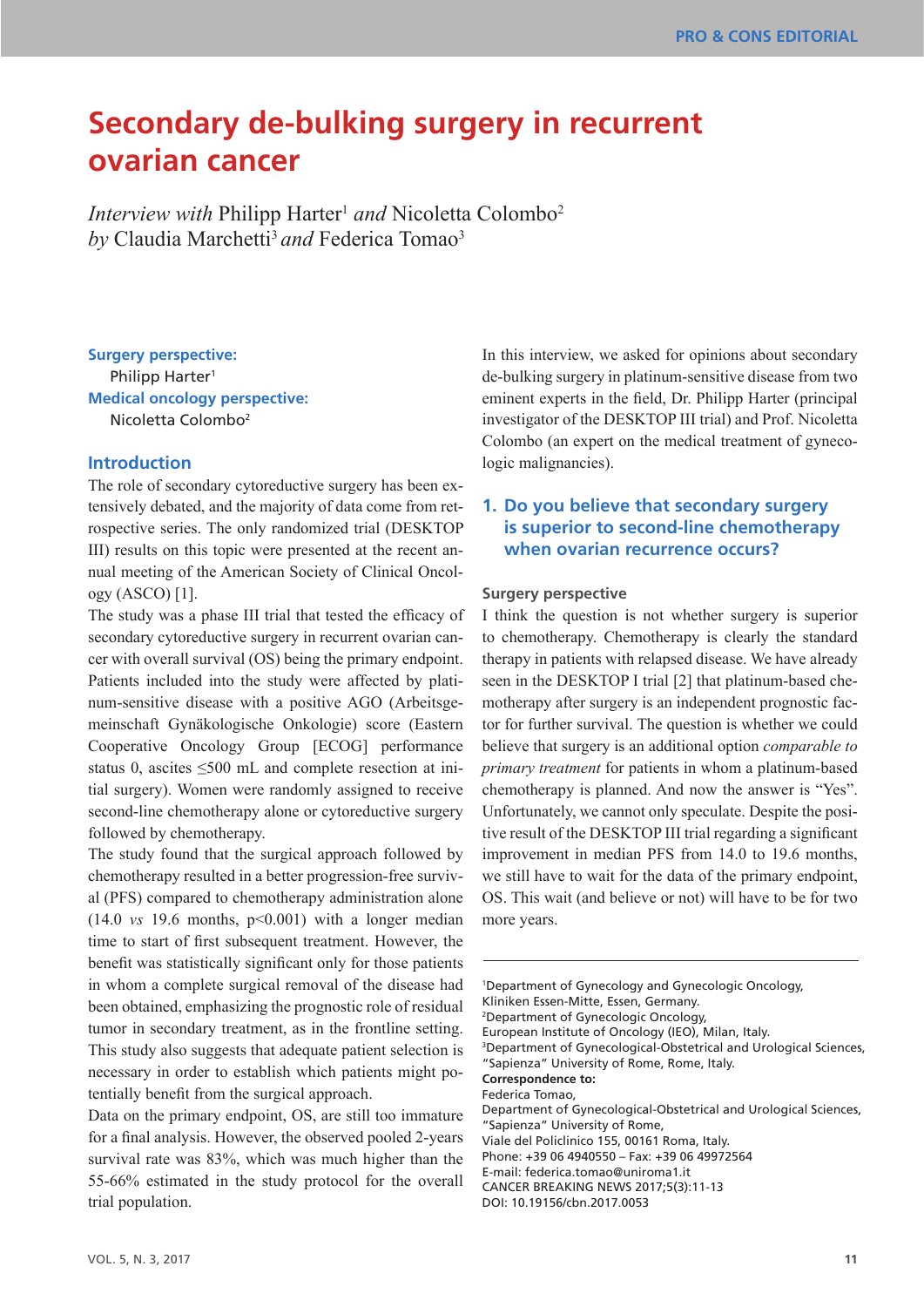PRO & CONS EDITORIAL

# Secondary de-bulking surgery in recurrent ovarian cancer

*Interview with* Philipp Harter[1] *and* Nicoletta Colombo[2]
*by* Claudia Marchetti[3] *and* Federica Tomao[3]

**Surgery perspective:**
Philipp Harter[1]

**Medical oncology perspective:**
Nicoletta Colombo[2]

## Introduction

The role of secondary cytoreductive surgery has been extensively debated, and the majority of data come from retrospective series. The only randomized trial (DESKTOP III) results on this topic were presented at the recent annual meeting of the American Society of Clinical Oncology (ASCO) [1].

The study was a phase III trial that tested the efficacy of secondary cytoreductive surgery in recurrent ovarian cancer with overall survival (OS) being the primary endpoint. Patients included into the study were affected by platinum-sensitive disease with a positive AGO (Arbeitsgemeinschaft Gynäkologische Onkologie) score (Eastern Cooperative Oncology Group [ECOG] performance status 0, ascites ≤500 mL and complete resection at initial surgery). Women were randomly assigned to receive second-line chemotherapy alone or cytoreductive surgery followed by chemotherapy.

The study found that the surgical approach followed by chemotherapy resulted in a better progression-free survival (PFS) compared to chemotherapy administration alone (14.0 *vs* 19.6 months, $p<0.001$) with a longer median time to start of first subsequent treatment. However, the benefit was statistically significant only for those patients in whom a complete surgical removal of the disease had been obtained, emphasizing the prognostic role of residual tumor in secondary treatment, as in the frontline setting. This study also suggests that adequate patient selection is necessary in order to establish which patients might potentially benefit from the surgical approach.

Data on the primary endpoint, OS, are still too immature for a final analysis. However, the observed pooled 2-years survival rate was 83%, which was much higher than the 55-66% estimated in the study protocol for the overall trial population.

In this interview, we asked for opinions about secondary de-bulking surgery in platinum-sensitive disease from two eminent experts in the field, Dr. Philipp Harter (principal investigator of the DESKTOP III trial) and Prof. Nicoletta Colombo (an expert on the medical treatment of gynecologic malignancies).

## 1. Do you believe that secondary surgery is superior to second-line chemotherapy when ovarian recurrence occurs?

### Surgery perspective

I think the question is not whether surgery is superior to chemotherapy. Chemotherapy is clearly the standard therapy in patients with relapsed disease. We have already seen in the DESKTOP I trial [2] that platinum-based chemotherapy after surgery is an independent prognostic factor for further survival. The question is whether we could believe that surgery is an additional option *comparable to primary treatment* for patients in whom a platinum-based chemotherapy is planned. And now the answer is "Yes". Unfortunately, we cannot only speculate. Despite the positive result of the DESKTOP III trial regarding a significant improvement in median PFS from 14.0 to 19.6 months, we still have to wait for the data of the primary endpoint, OS. This wait (and believe or not) will have to be for two more years.

---

[1]Department of Gynecology and Gynecologic Oncology, Kliniken Essen-Mitte, Essen, Germany.
[2]Department of Gynecologic Oncology, European Institute of Oncology (IEO), Milan, Italy.
[3]Department of Gynecological-Obstetrical and Urological Sciences, "Sapienza" University of Rome, Rome, Italy.

**Correspondence to:**
Federica Tomao,
Department of Gynecological-Obstetrical and Urological Sciences, "Sapienza" University of Rome,
Viale del Policlinico 155, 00161 Roma, Italy.
Phone: +39 06 4940550 – Fax: +39 06 49972564
E-mail: federica.tomao@uniroma1.it
CANCER BREAKING NEWS 2017;5(3):11-13
DOI: 10.19156/cbn.2017.0053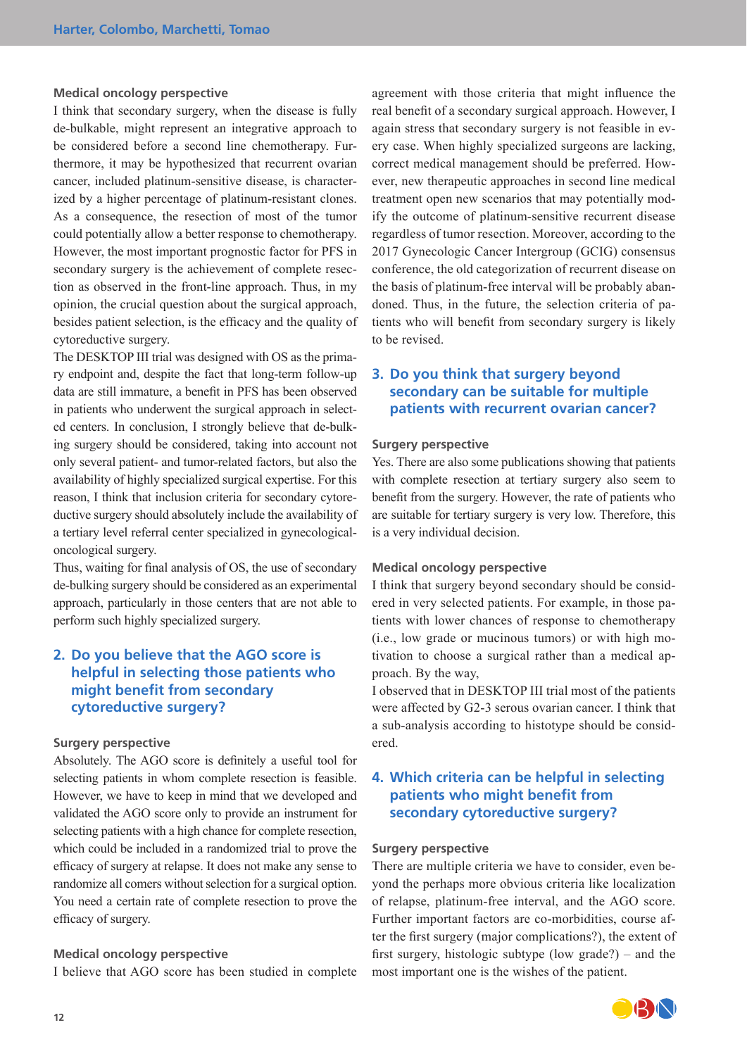### Medical oncology perspective

I think that secondary surgery, when the disease is fully de-bulkable, might represent an integrative approach to be considered before a second line chemotherapy. Furthermore, it may be hypothesized that recurrent ovarian cancer, included platinum-sensitive disease, is characterized by a higher percentage of platinum-resistant clones. As a consequence, the resection of most of the tumor could potentially allow a better response to chemotherapy. However, the most important prognostic factor for PFS in secondary surgery is the achievement of complete resection as observed in the front-line approach. Thus, in my opinion, the crucial question about the surgical approach, besides patient selection, is the efficacy and the quality of cytoreductive surgery.

The DESKTOP III trial was designed with OS as the primary endpoint and, despite the fact that long-term follow-up data are still immature, a benefit in PFS has been observed in patients who underwent the surgical approach in selected centers. In conclusion, I strongly believe that de-bulking surgery should be considered, taking into account not only several patient- and tumor-related factors, but also the availability of highly specialized surgical expertise. For this reason, I think that inclusion criteria for secondary cytoreductive surgery should absolutely include the availability of a tertiary level referral center specialized in gynecological-oncological surgery.

Thus, waiting for final analysis of OS, the use of secondary de-bulking surgery should be considered as an experimental approach, particularly in those centers that are not able to perform such highly specialized surgery.

## 2. Do you believe that the AGO score is helpful in selecting those patients who might benefit from secondary cytoreductive surgery?

### Surgery perspective

Absolutely. The AGO score is definitely a useful tool for selecting patients in whom complete resection is feasible. However, we have to keep in mind that we developed and validated the AGO score only to provide an instrument for selecting patients with a high chance for complete resection, which could be included in a randomized trial to prove the efficacy of surgery at relapse. It does not make any sense to randomize all comers without selection for a surgical option. You need a certain rate of complete resection to prove the efficacy of surgery.

### Medical oncology perspective

I believe that AGO score has been studied in complete agreement with those criteria that might influence the real benefit of a secondary surgical approach. However, I again stress that secondary surgery is not feasible in every case. When highly specialized surgeons are lacking, correct medical management should be preferred. However, new therapeutic approaches in second line medical treatment open new scenarios that may potentially modify the outcome of platinum-sensitive recurrent disease regardless of tumor resection. Moreover, according to the 2017 Gynecologic Cancer Intergroup (GCIG) consensus conference, the old categorization of recurrent disease on the basis of platinum-free interval will be probably abandoned. Thus, in the future, the selection criteria of patients who will benefit from secondary surgery is likely to be revised.

## 3. Do you think that surgery beyond secondary can be suitable for multiple patients with recurrent ovarian cancer?

### Surgery perspective

Yes. There are also some publications showing that patients with complete resection at tertiary surgery also seem to benefit from the surgery. However, the rate of patients who are suitable for tertiary surgery is very low. Therefore, this is a very individual decision.

### Medical oncology perspective

I think that surgery beyond secondary should be considered in very selected patients. For example, in those patients with lower chances of response to chemotherapy (i.e., low grade or mucinous tumors) or with high motivation to choose a surgical rather than a medical approach. By the way,

I observed that in DESKTOP III trial most of the patients were affected by G2-3 serous ovarian cancer. I think that a sub-analysis according to histotype should be considered.

## 4. Which criteria can be helpful in selecting patients who might benefit from secondary cytoreductive surgery?

### Surgery perspective

There are multiple criteria we have to consider, even beyond the perhaps more obvious criteria like localization of relapse, platinum-free interval, and the AGO score. Further important factors are co-morbidities, course after the first surgery (major complications?), the extent of first surgery, histologic subtype (low grade?) – and the most important one is the wishes of the patient.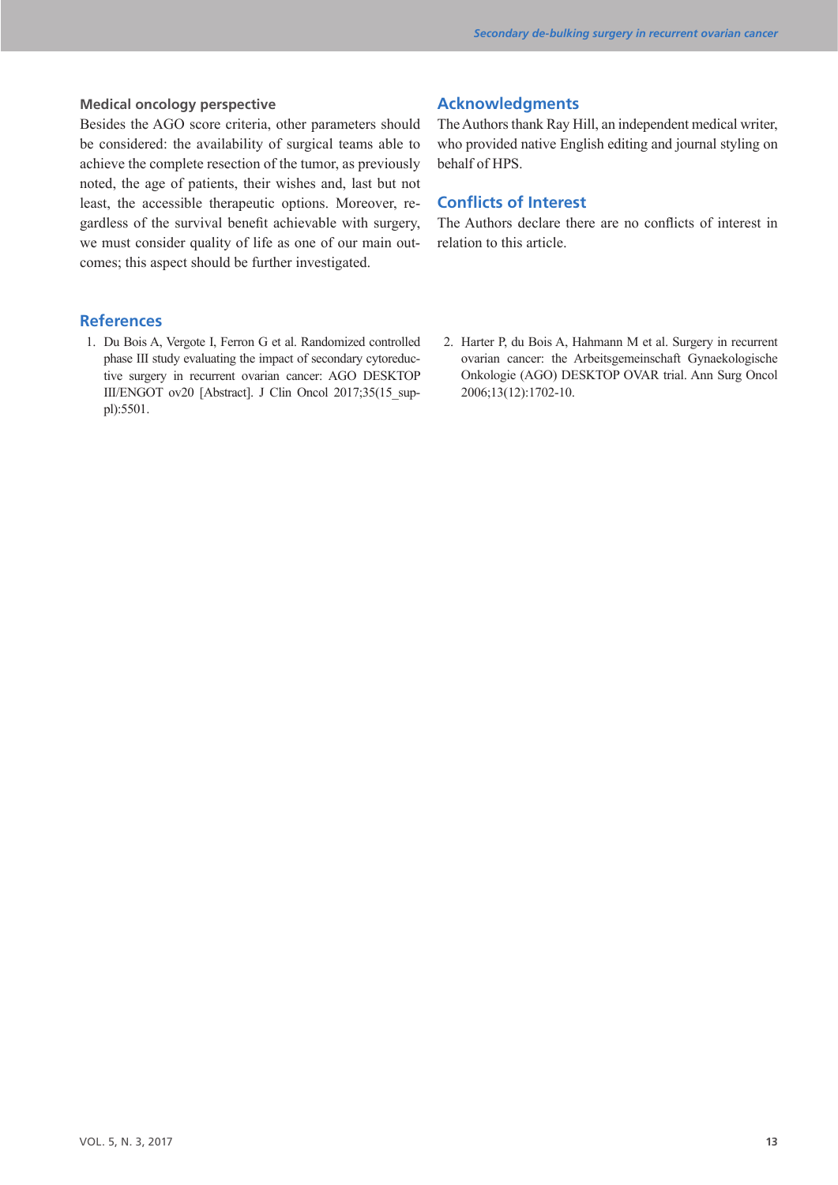### Medical oncology perspective

Besides the AGO score criteria, other parameters should be considered: the availability of surgical teams able to achieve the complete resection of the tumor, as previously noted, the age of patients, their wishes and, last but not least, the accessible therapeutic options. Moreover, regardless of the survival benefit achievable with surgery, we must consider quality of life as one of our main outcomes; this aspect should be further investigated.

## Acknowledgments

The Authors thank Ray Hill, an independent medical writer, who provided native English editing and journal styling on behalf of HPS.

## Conflicts of Interest

The Authors declare there are no conflicts of interest in relation to this article.

## References

1. Du Bois A, Vergote I, Ferron G et al. Randomized controlled phase III study evaluating the impact of secondary cytoreductive surgery in recurrent ovarian cancer: AGO DESKTOP III/ENGOT ov20 [Abstract]. J Clin Oncol 2017;35(15_suppl):5501.
2. Harter P, du Bois A, Hahmann M et al. Surgery in recurrent ovarian cancer: the Arbeitsgemeinschaft Gynaekologische Onkologie (AGO) DESKTOP OVAR trial. Ann Surg Oncol 2006;13(12):1702-10.